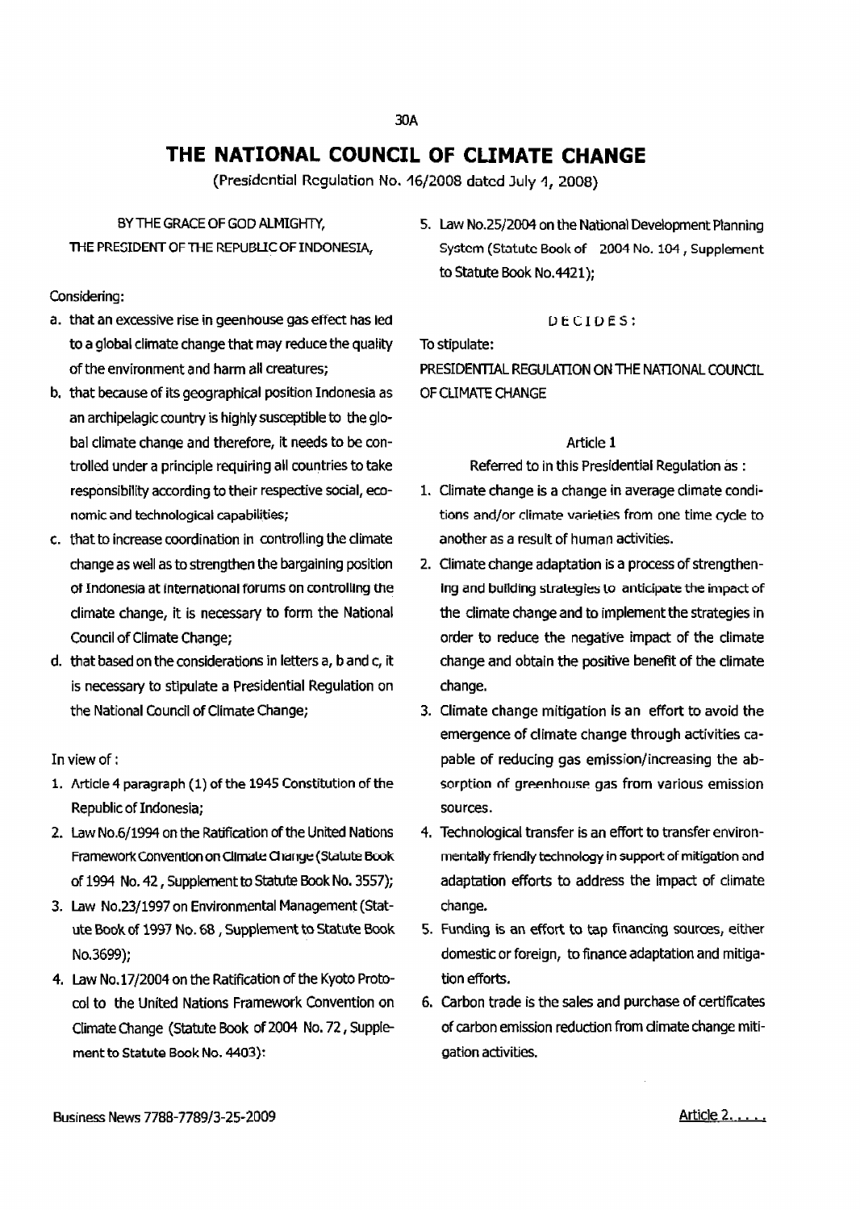# THE NATIONAL COUNCIL OF CLIMATE CHANGE

(Presidential Regulation No. 16/2008 dated July 1, 2008)

BY THE GRACE OF GOD ALMIGHTY,
THE PRESIDENT OF THE REPUBLIC OF INDONESIA,

Considering:

a. that an excessive rise in geenhouse gas effect has led to a global climate change that may reduce the quality of the environment and harm all creatures;
b. that because of its geographical position Indonesia as an archipelagic country is highly susceptible to the global climate change and therefore, it needs to be controlled under a principle requiring all countries to take responsibility according to their respective social, economic and technological capabilities;
c. that to increase coordination in controlling the climate change as well as to strengthen the bargaining position of Indonesia at international forums on controlling the climate change, it is necessary to form the National Council of Climate Change;
d. that based on the considerations in letters a, b and c, it is necessary to stipulate a Presidential Regulation on the National Council of Climate Change;

In view of :

1. Article 4 paragraph (1) of the 1945 Constitution of the Republic of Indonesia;
2. Law No.6/1994 on the Ratification of the United Nations Framework Convention on Climate Change (Statute Book of 1994 No. 42 , Supplement to Statute Book No. 3557);
3. Law No.23/1997 on Environmental Management (Statute Book of 1997 No. 68 , Supplement to Statute Book No.3699);
4. Law No.17/2004 on the Ratification of the Kyoto Protocol to the United Nations Framework Convention on Climate Change (Statute Book of 2004 No. 72 , Supplement to Statute Book No. 4403):
5. Law No.25/2004 on the National Development Planning System (Statute Book of 2004 No. 104 , Supplement to Statute Book No.4421);

DECIDES:

To stipulate:

PRESIDENTIAL REGULATION ON THE NATIONAL COUNCIL OF CLIMATE CHANGE

## Article 1

Referred to in this Presidential Regulation as :

1. Climate change is a change in average climate conditions and/or climate varieties from one time cycle to another as a result of human activities.
2. Climate change adaptation is a process of strengthening and building strategies to anticipate the impact of the climate change and to implement the strategies in order to reduce the negative impact of the climate change and obtain the positive benefit of the climate change.
3. Climate change mitigation is an effort to avoid the emergence of climate change through activities capable of reducing gas emission/increasing the absorption of greenhouse gas from various emission sources.
4. Technological transfer is an effort to transfer environmentally friendly technology in support of mitigation and adaptation efforts to address the impact of climate change.
5. Funding is an effort to tap financing sources, either domestic or foreign, to finance adaptation and mitigation efforts.
6. Carbon trade is the sales and purchase of certificates of carbon emission reduction from climate change mitigation activities.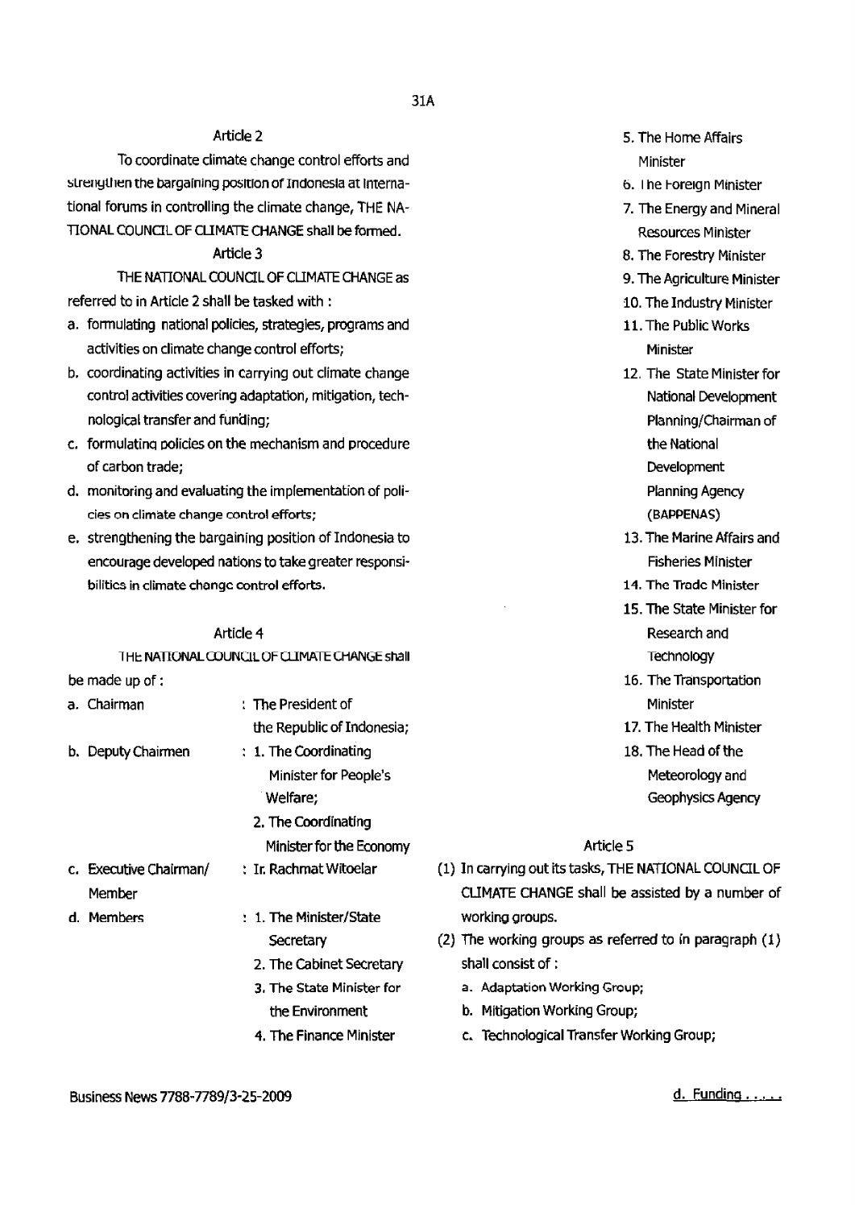### Article 2

To coordinate climate change control efforts and strengthen the bargaining position of Indonesia at International forums in controlling the climate change, THE NATIONAL COUNCIL OF CLIMATE CHANGE shall be formed.

### Article 3

THE NATIONAL COUNCIL OF CLIMATE CHANGE as referred to in Article 2 shall be tasked with :

a. formulating national policies, strategies, programs and activities on climate change control efforts;
b. coordinating activities in carrying out climate change control activities covering adaptation, mitigation, technological transfer and funding;
c. formulating policies on the mechanism and procedure of carbon trade;
d. monitoring and evaluating the implementation of policies on climate change control efforts;
e. strengthening the bargaining position of Indonesia to encourage developed nations to take greater responsibilities in climate change control efforts.

### Article 4

THE NATIONAL COUNCIL OF CLIMATE CHANGE shall be made up of :

a. Chairman : The President of the Republic of Indonesia;

b. Deputy Chairmen :
1. The Coordinating Minister for People's Welfare;
2. The Coordinating Minister for the Economy

c. Executive Chairman/ Member : Ir. Rachmat Witoelar

d. Members :
1. The Minister/State Secretary
2. The Cabinet Secretary
3. The State Minister for the Environment
4. The Finance Minister
5. The Home Affairs Minister
6. The Foreign Minister
7. The Energy and Mineral Resources Minister
8. The Forestry Minister
9. The Agriculture Minister
10. The Industry Minister
11. The Public Works Minister
12. The State Minister for National Development Planning/Chairman of the National Development Planning Agency (BAPPENAS)
13. The Marine Affairs and Fisheries Minister
14. The Trade Minister
15. The State Minister for Research and Technology
16. The Transportation Minister
17. The Health Minister
18. The Head of the Meteorology and Geophysics Agency

### Article 5

(1) In carrying out its tasks, THE NATIONAL COUNCIL OF CLIMATE CHANGE shall be assisted by a number of working groups.

(2) The working groups as referred to in paragraph (1) shall consist of :

a. Adaptation Working Group;
b. Mitigation Working Group;
c. Technological Transfer Working Group;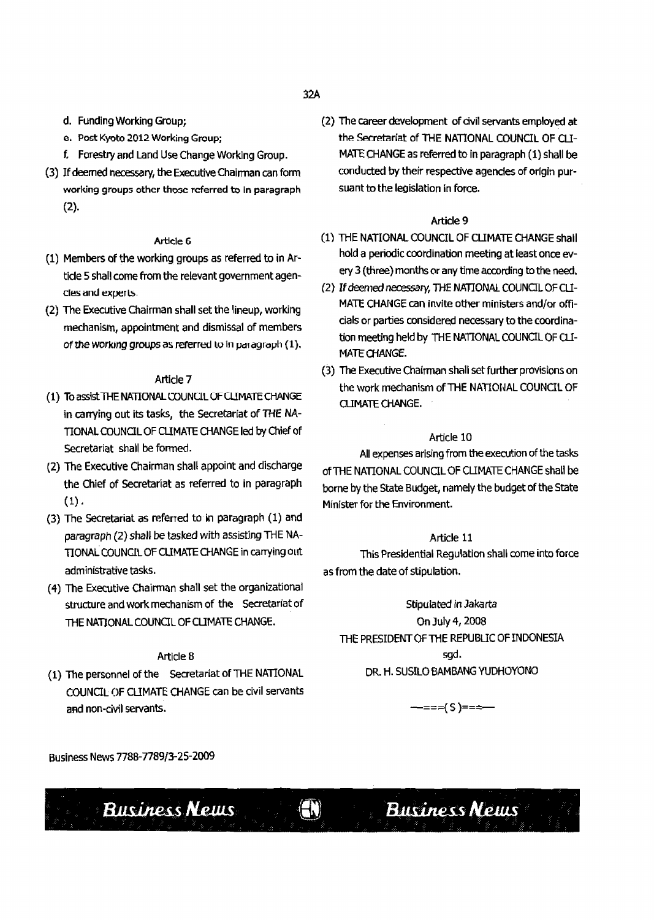d. Funding Working Group;

e. Post Kyoto 2012 Working Group;

f. Forestry and Land Use Change Working Group.

(3) If deemed necessary, the Executive Chairman can form working groups other those referred to in paragraph (2).

### Article 6

(1) Members of the working groups as referred to in Article 5 shall come from the relevant government agencies and experts.

(2) The Executive Chairman shall set the lineup, working mechanism, appointment and dismissal of members of the working groups as referred to in paragraph (1).

### Article 7

(1) To assist THE NATIONAL COUNCIL OF CLIMATE CHANGE in carrying out its tasks, the Secretariat of THE NATIONAL COUNCIL OF CLIMATE CHANGE led by Chief of Secretariat shall be formed.

(2) The Executive Chairman shall appoint and discharge the Chief of Secretariat as referred to in paragraph (1).

(3) The Secretariat as referred to in paragraph (1) and paragraph (2) shall be tasked with assisting THE NATIONAL COUNCIL OF CLIMATE CHANGE in carrying out administrative tasks.

(4) The Executive Chairman shall set the organizational structure and work mechanism of the Secretariat of THE NATIONAL COUNCIL OF CLIMATE CHANGE.

### Article 8

(1) The personnel of the Secretariat of THE NATIONAL COUNCIL OF CLIMATE CHANGE can be civil servants and non-civil servants.

(2) The career development of civil servants employed at the Secretariat of THE NATIONAL COUNCIL OF CLIMATE CHANGE as referred to in paragraph (1) shall be conducted by their respective agencies of origin pursuant to the legislation in force.

### Article 9

(1) THE NATIONAL COUNCIL OF CLIMATE CHANGE shall hold a periodic coordination meeting at least once every 3 (three) months or any time according to the need.

(2) If deemed necessary, THE NATIONAL COUNCIL OF CLIMATE CHANGE can invite other ministers and/or officials or parties considered necessary to the coordination meeting held by THE NATIONAL COUNCIL OF CLIMATE CHANGE.

(3) The Executive Chairman shall set further provisions on the work mechanism of THE NATIONAL COUNCIL OF CLIMATE CHANGE.

### Article 10

All expenses arising from the execution of the tasks of THE NATIONAL COUNCIL OF CLIMATE CHANGE shall be borne by the State Budget, namely the budget of the State Minister for the Environment.

### Article 11

This Presidential Regulation shall come into force as from the date of stipulation.

Stipulated in Jakarta
On July 4, 2008
THE PRESIDENT OF THE REPUBLIC OF INDONESIA
sgd.
DR. H. SUSILO BAMBANG YUDHOYONO

—===(S)===—

Business News 7788-7789/3-25-2009